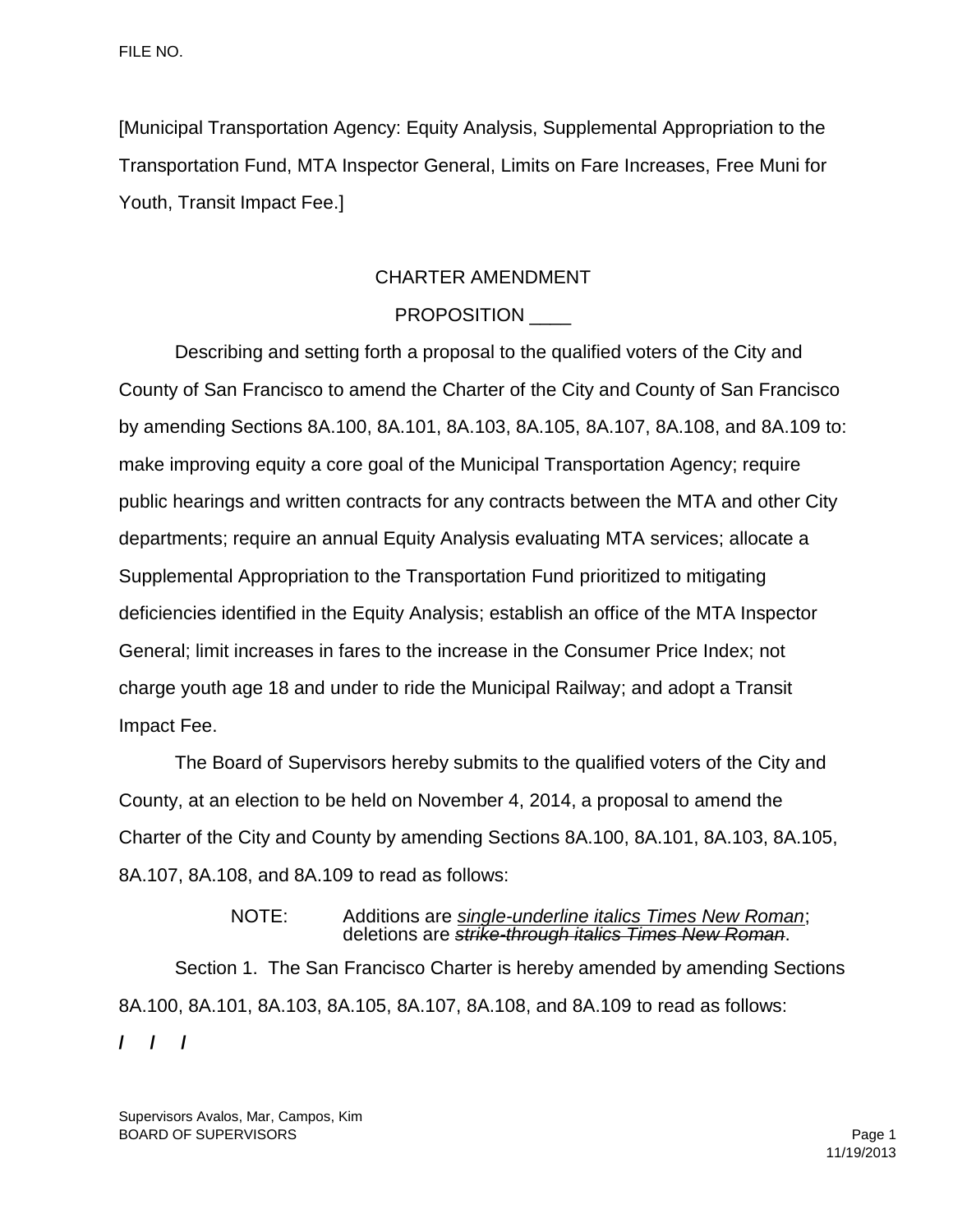FILE NO.

[Municipal Transportation Agency: Equity Analysis, Supplemental Appropriation to the Transportation Fund, MTA Inspector General, Limits on Fare Increases, Free Muni for Youth, Transit Impact Fee.]

CHARTER AMENDMENT

PROPOSITION ____

Describing and setting forth a proposal to the qualified voters of the City and County of San Francisco to amend the Charter of the City and County of San Francisco by amending Sections 8A.100, 8A.101, 8A.103, 8A.105, 8A.107, 8A.108, and 8A.109 to: make improving equity a core goal of the Municipal Transportation Agency; require public hearings and written contracts for any contracts between the MTA and other City departments; require an annual Equity Analysis evaluating MTA services; allocate a Supplemental Appropriation to the Transportation Fund prioritized to mitigating deficiencies identified in the Equity Analysis; establish an office of the MTA Inspector General; limit increases in fares to the increase in the Consumer Price Index; not charge youth age 18 and under to ride the Municipal Railway; and adopt a Transit Impact Fee.

The Board of Supervisors hereby submits to the qualified voters of the City and County, at an election to be held on November 4, 2014, a proposal to amend the Charter of the City and County by amending Sections 8A.100, 8A.101, 8A.103, 8A.105, 8A.107, 8A.108, and 8A.109 to read as follows:

NOTE: Additions are *single-underline italics Times New Roman*; deletions are ~~*strike-through italics Times New Roman*~~.

Section 1. The San Francisco Charter is hereby amended by amending Sections 8A.100, 8A.101, 8A.103, 8A.105, 8A.107, 8A.108, and 8A.109 to read as follows:

/ / /

Supervisors Avalos, Mar, Campos, Kim
BOARD OF SUPERVISORS

11/19/2013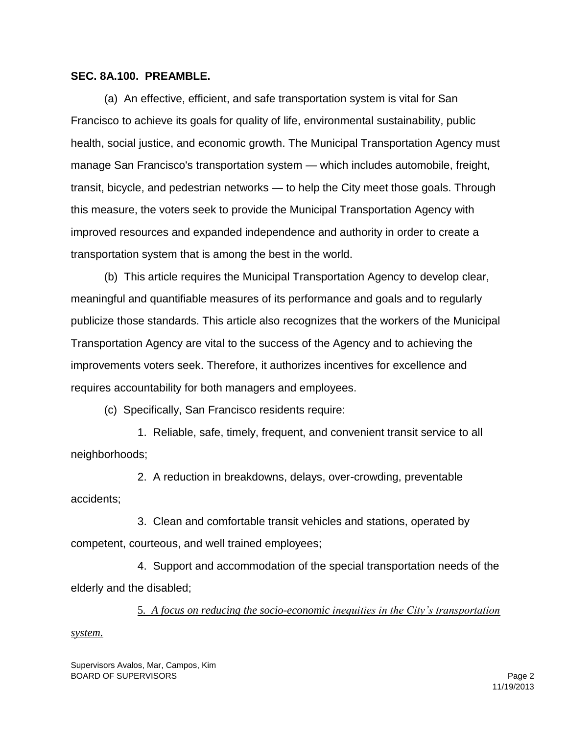**SEC. 8A.100. PREAMBLE.**

(a) An effective, efficient, and safe transportation system is vital for San Francisco to achieve its goals for quality of life, environmental sustainability, public health, social justice, and economic growth. The Municipal Transportation Agency must manage San Francisco's transportation system — which includes automobile, freight, transit, bicycle, and pedestrian networks — to help the City meet those goals. Through this measure, the voters seek to provide the Municipal Transportation Agency with improved resources and expanded independence and authority in order to create a transportation system that is among the best in the world.

(b) This article requires the Municipal Transportation Agency to develop clear, meaningful and quantifiable measures of its performance and goals and to regularly publicize those standards. This article also recognizes that the workers of the Municipal Transportation Agency are vital to the success of the Agency and to achieving the improvements voters seek. Therefore, it authorizes incentives for excellence and requires accountability for both managers and employees.

(c) Specifically, San Francisco residents require:

1. Reliable, safe, timely, frequent, and convenient transit service to all neighborhoods;

2. A reduction in breakdowns, delays, over-crowding, preventable accidents;

3. Clean and comfortable transit vehicles and stations, operated by competent, courteous, and well trained employees;

4. Support and accommodation of the special transportation needs of the elderly and the disabled;

5. *A focus on reducing the socio-economic inequities in the City's transportation system.*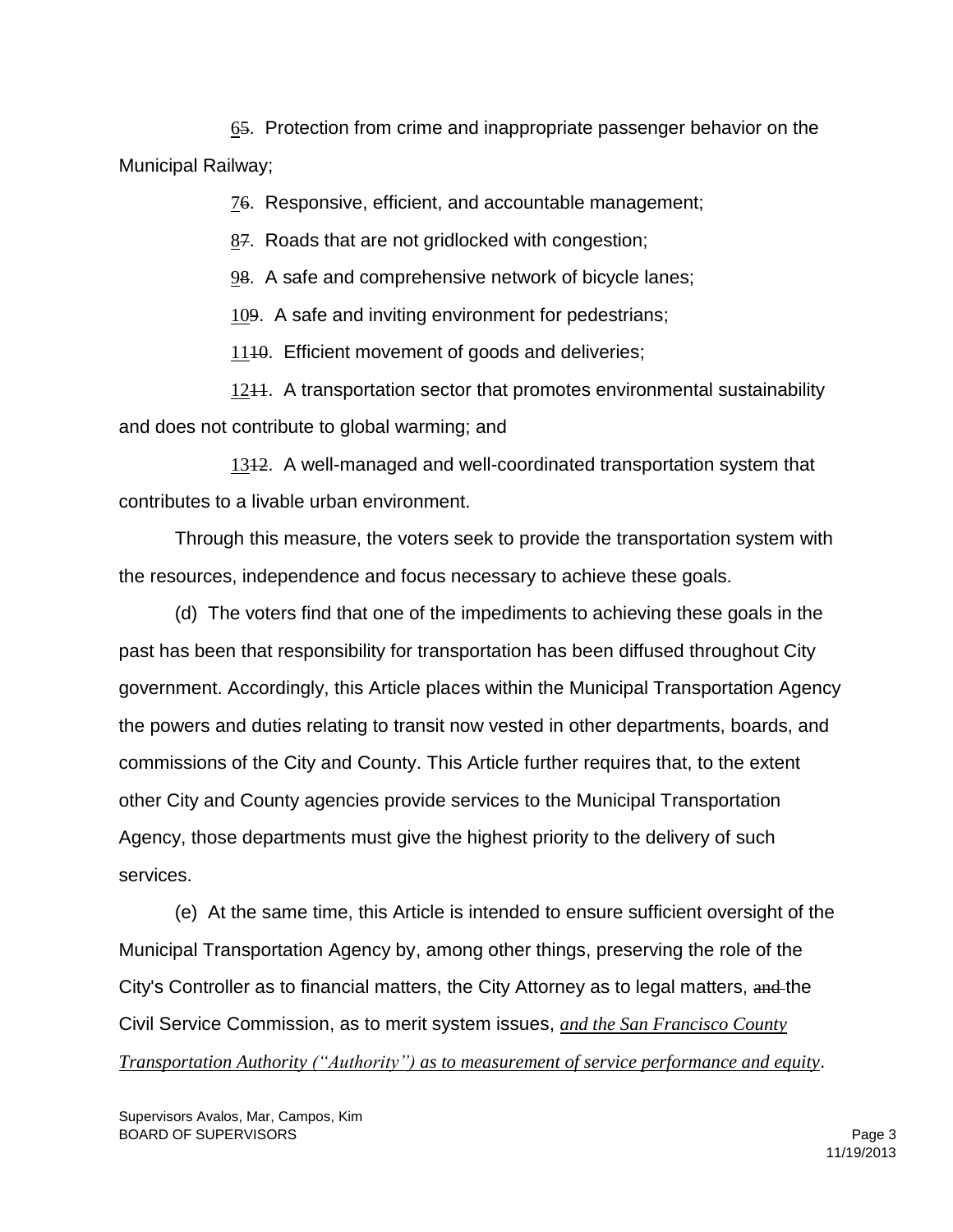65. Protection from crime and inappropriate passenger behavior on the Municipal Railway;

76. Responsive, efficient, and accountable management;

87. Roads that are not gridlocked with congestion;

98. A safe and comprehensive network of bicycle lanes;

109. A safe and inviting environment for pedestrians;

1110. Efficient movement of goods and deliveries;

1211. A transportation sector that promotes environmental sustainability and does not contribute to global warming; and

1312. A well-managed and well-coordinated transportation system that contributes to a livable urban environment.

Through this measure, the voters seek to provide the transportation system with the resources, independence and focus necessary to achieve these goals.

(d) The voters find that one of the impediments to achieving these goals in the past has been that responsibility for transportation has been diffused throughout City government. Accordingly, this Article places within the Municipal Transportation Agency the powers and duties relating to transit now vested in other departments, boards, and commissions of the City and County. This Article further requires that, to the extent other City and County agencies provide services to the Municipal Transportation Agency, those departments must give the highest priority to the delivery of such services.

(e) At the same time, this Article is intended to ensure sufficient oversight of the Municipal Transportation Agency by, among other things, preserving the role of the City's Controller as to financial matters, the City Attorney as to legal matters, ~~and~~ the Civil Service Commission, as to merit system issues, *and the San Francisco County Transportation Authority ("Authority") as to measurement of service performance and equity*.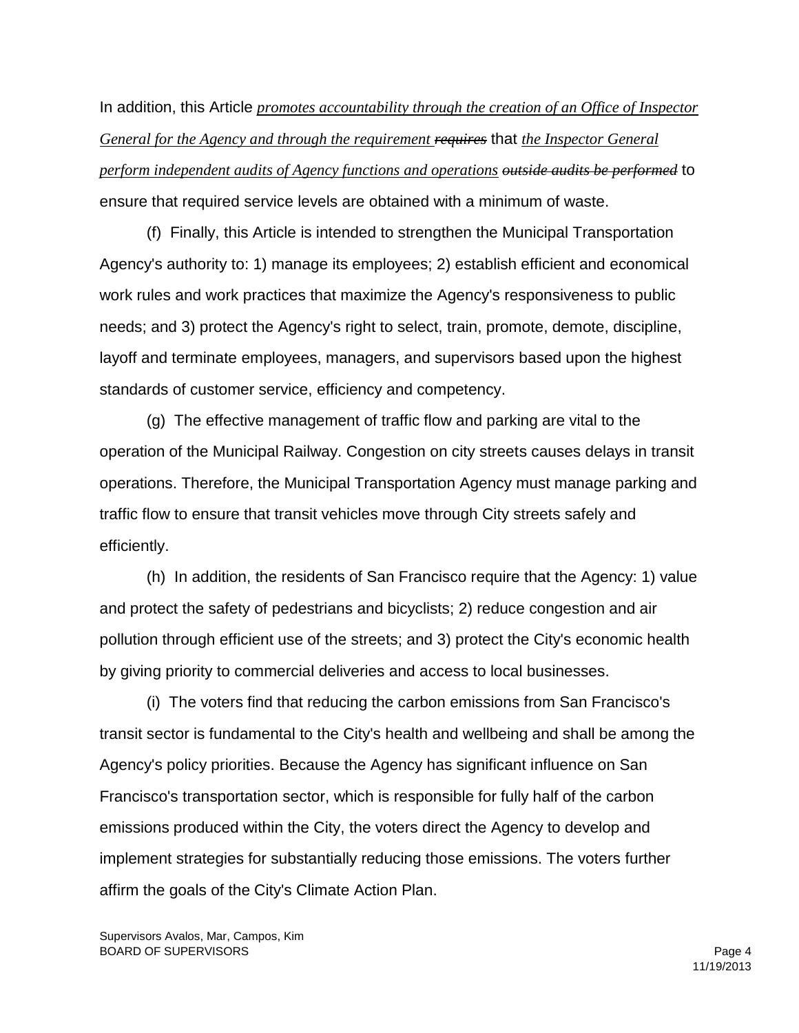In addition, this Article *promotes accountability through the creation of an Office of Inspector General for the Agency and through the requirement* ~~*requires*~~ that *the Inspector General perform independent audits of Agency functions and operations* ~~*outside audits be performed*~~ to ensure that required service levels are obtained with a minimum of waste.

(f) Finally, this Article is intended to strengthen the Municipal Transportation Agency's authority to: 1) manage its employees; 2) establish efficient and economical work rules and work practices that maximize the Agency's responsiveness to public needs; and 3) protect the Agency's right to select, train, promote, demote, discipline, layoff and terminate employees, managers, and supervisors based upon the highest standards of customer service, efficiency and competency.

(g) The effective management of traffic flow and parking are vital to the operation of the Municipal Railway. Congestion on city streets causes delays in transit operations. Therefore, the Municipal Transportation Agency must manage parking and traffic flow to ensure that transit vehicles move through City streets safely and efficiently.

(h) In addition, the residents of San Francisco require that the Agency: 1) value and protect the safety of pedestrians and bicyclists; 2) reduce congestion and air pollution through efficient use of the streets; and 3) protect the City's economic health by giving priority to commercial deliveries and access to local businesses.

(i) The voters find that reducing the carbon emissions from San Francisco's transit sector is fundamental to the City's health and wellbeing and shall be among the Agency's policy priorities. Because the Agency has significant influence on San Francisco's transportation sector, which is responsible for fully half of the carbon emissions produced within the City, the voters direct the Agency to develop and implement strategies for substantially reducing those emissions. The voters further affirm the goals of the City's Climate Action Plan.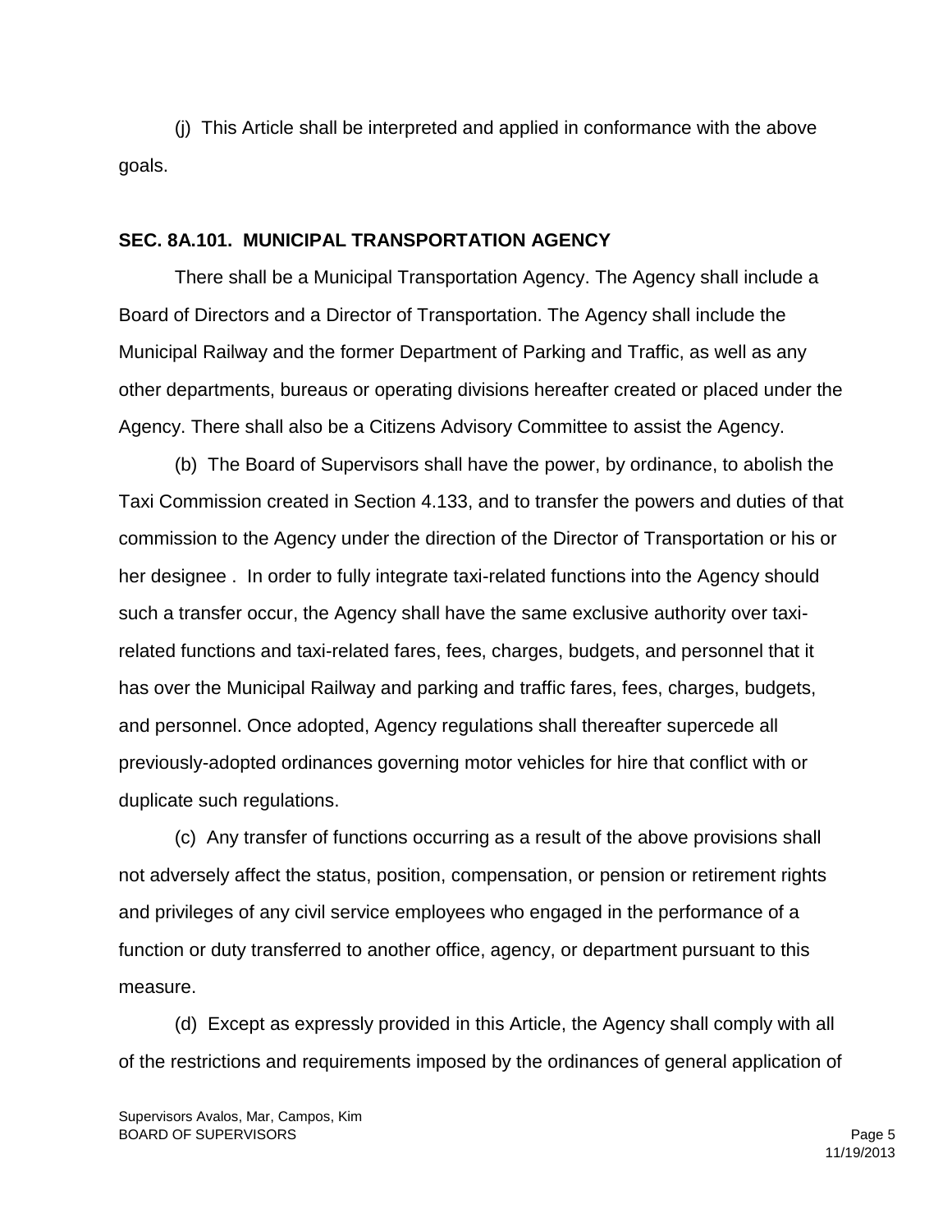(j) This Article shall be interpreted and applied in conformance with the above goals.

**SEC. 8A.101. MUNICIPAL TRANSPORTATION AGENCY**

There shall be a Municipal Transportation Agency. The Agency shall include a Board of Directors and a Director of Transportation. The Agency shall include the Municipal Railway and the former Department of Parking and Traffic, as well as any other departments, bureaus or operating divisions hereafter created or placed under the Agency. There shall also be a Citizens Advisory Committee to assist the Agency.

(b) The Board of Supervisors shall have the power, by ordinance, to abolish the Taxi Commission created in Section 4.133, and to transfer the powers and duties of that commission to the Agency under the direction of the Director of Transportation or his or her designee . In order to fully integrate taxi-related functions into the Agency should such a transfer occur, the Agency shall have the same exclusive authority over taxi-related functions and taxi-related fares, fees, charges, budgets, and personnel that it has over the Municipal Railway and parking and traffic fares, fees, charges, budgets, and personnel. Once adopted, Agency regulations shall thereafter supercede all previously-adopted ordinances governing motor vehicles for hire that conflict with or duplicate such regulations.

(c) Any transfer of functions occurring as a result of the above provisions shall not adversely affect the status, position, compensation, or pension or retirement rights and privileges of any civil service employees who engaged in the performance of a function or duty transferred to another office, agency, or department pursuant to this measure.

(d) Except as expressly provided in this Article, the Agency shall comply with all of the restrictions and requirements imposed by the ordinances of general application of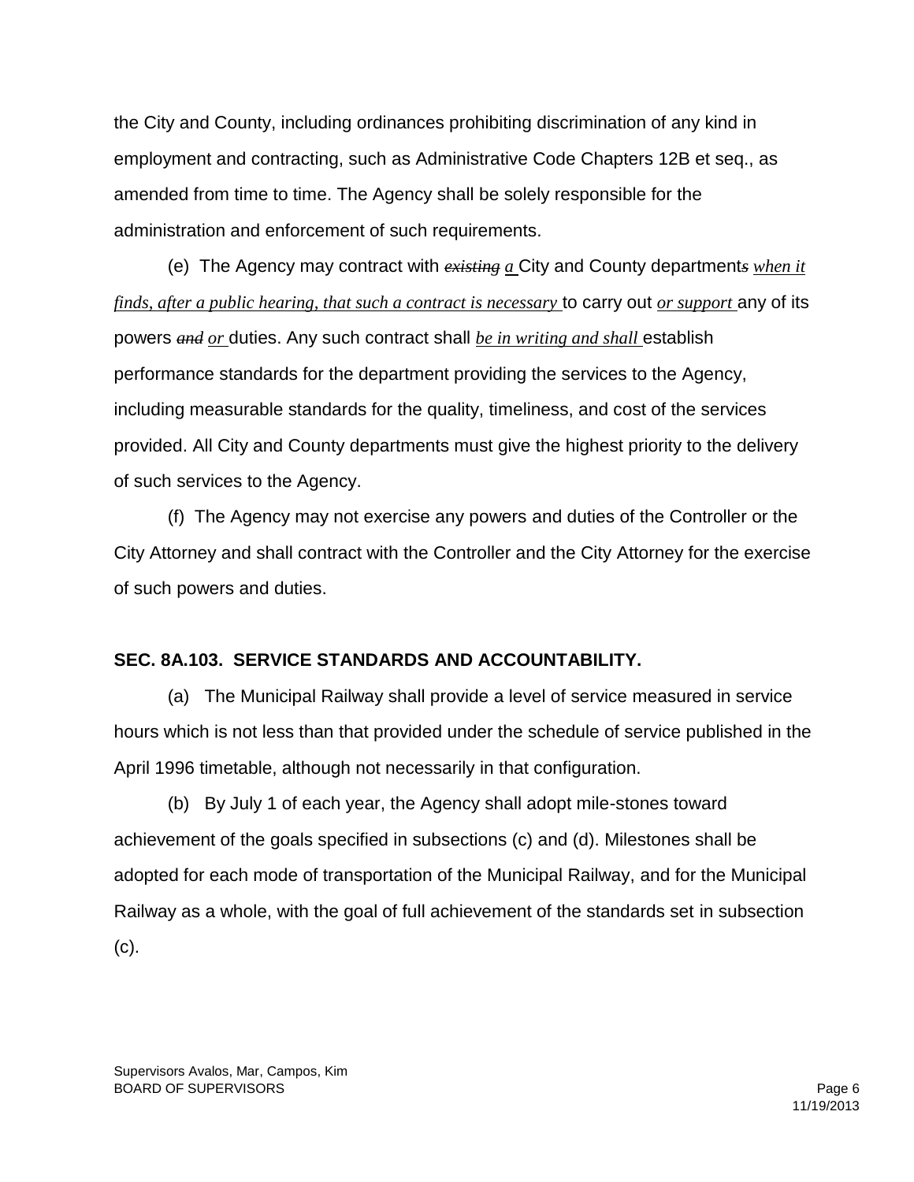the City and County, including ordinances prohibiting discrimination of any kind in employment and contracting, such as Administrative Code Chapters 12B et seq., as amended from time to time. The Agency shall be solely responsible for the administration and enforcement of such requirements.

(e) The Agency may contract with ~~*existing*~~ *a* City and County department~~*s*~~ *when it finds, after a public hearing, that such a contract is necessary* to carry out *or support* any of its powers ~~*and*~~ *or* duties. Any such contract shall *be in writing and shall* establish performance standards for the department providing the services to the Agency, including measurable standards for the quality, timeliness, and cost of the services provided. All City and County departments must give the highest priority to the delivery of such services to the Agency.

(f) The Agency may not exercise any powers and duties of the Controller or the City Attorney and shall contract with the Controller and the City Attorney for the exercise of such powers and duties.

**SEC. 8A.103. SERVICE STANDARDS AND ACCOUNTABILITY.**

(a) The Municipal Railway shall provide a level of service measured in service hours which is not less than that provided under the schedule of service published in the April 1996 timetable, although not necessarily in that configuration.

(b) By July 1 of each year, the Agency shall adopt mile-stones toward achievement of the goals specified in subsections (c) and (d). Milestones shall be adopted for each mode of transportation of the Municipal Railway, and for the Municipal Railway as a whole, with the goal of full achievement of the standards set in subsection (c).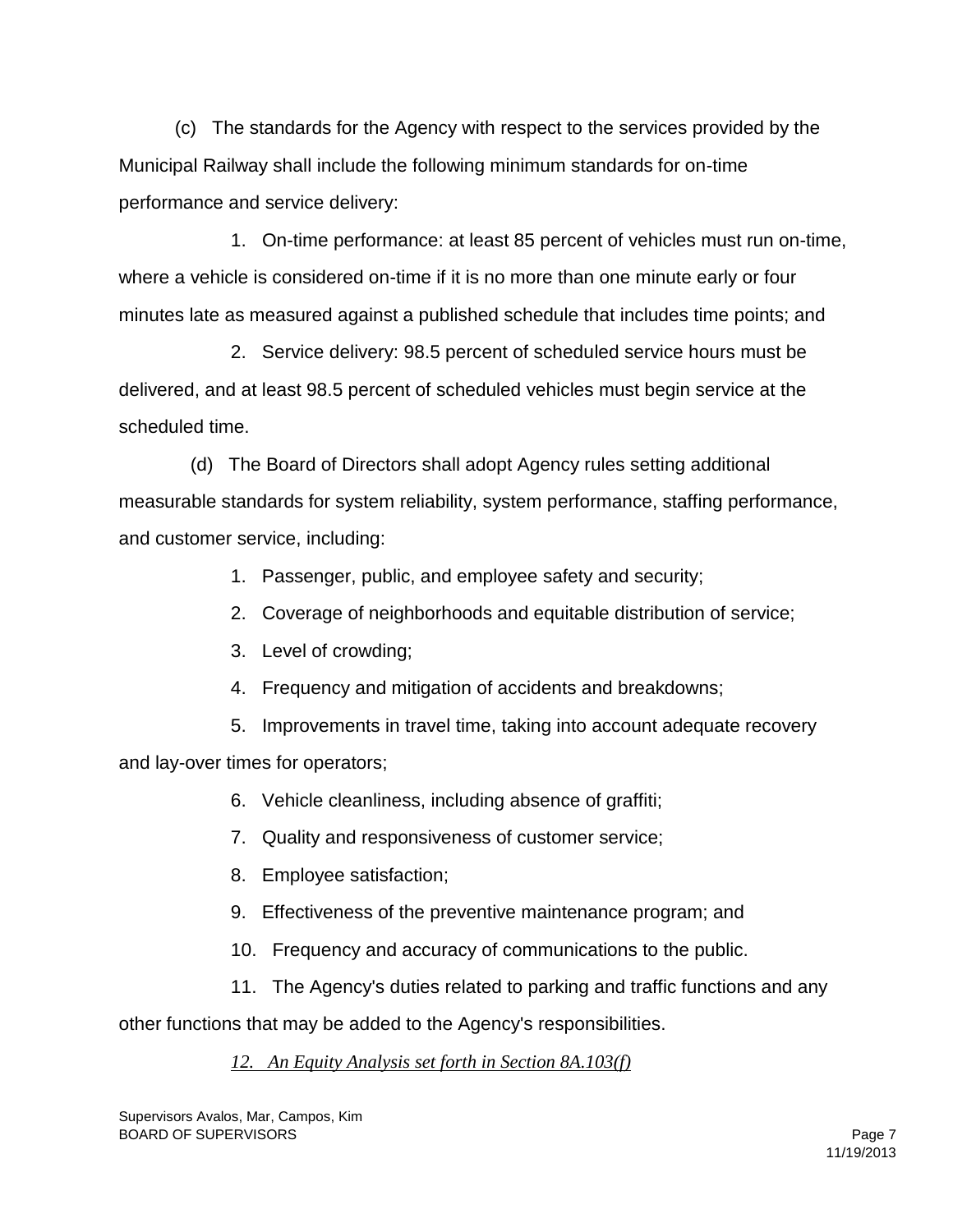(c) The standards for the Agency with respect to the services provided by the Municipal Railway shall include the following minimum standards for on-time performance and service delivery:

1. On-time performance: at least 85 percent of vehicles must run on-time, where a vehicle is considered on-time if it is no more than one minute early or four minutes late as measured against a published schedule that includes time points; and

2. Service delivery: 98.5 percent of scheduled service hours must be delivered, and at least 98.5 percent of scheduled vehicles must begin service at the scheduled time.

(d) The Board of Directors shall adopt Agency rules setting additional measurable standards for system reliability, system performance, staffing performance, and customer service, including:

1. Passenger, public, and employee safety and security;
2. Coverage of neighborhoods and equitable distribution of service;
3. Level of crowding;
4. Frequency and mitigation of accidents and breakdowns;
5. Improvements in travel time, taking into account adequate recovery and lay-over times for operators;
6. Vehicle cleanliness, including absence of graffiti;
7. Quality and responsiveness of customer service;
8. Employee satisfaction;
9. Effectiveness of the preventive maintenance program; and
10. Frequency and accuracy of communications to the public.
11. The Agency's duties related to parking and traffic functions and any other functions that may be added to the Agency's responsibilities.
12. *<u>An Equity Analysis set forth in Section 8A.103(f)</u>*

Supervisors Avalos, Mar, Campos, Kim
BOARD OF SUPERVISORS
11/19/2013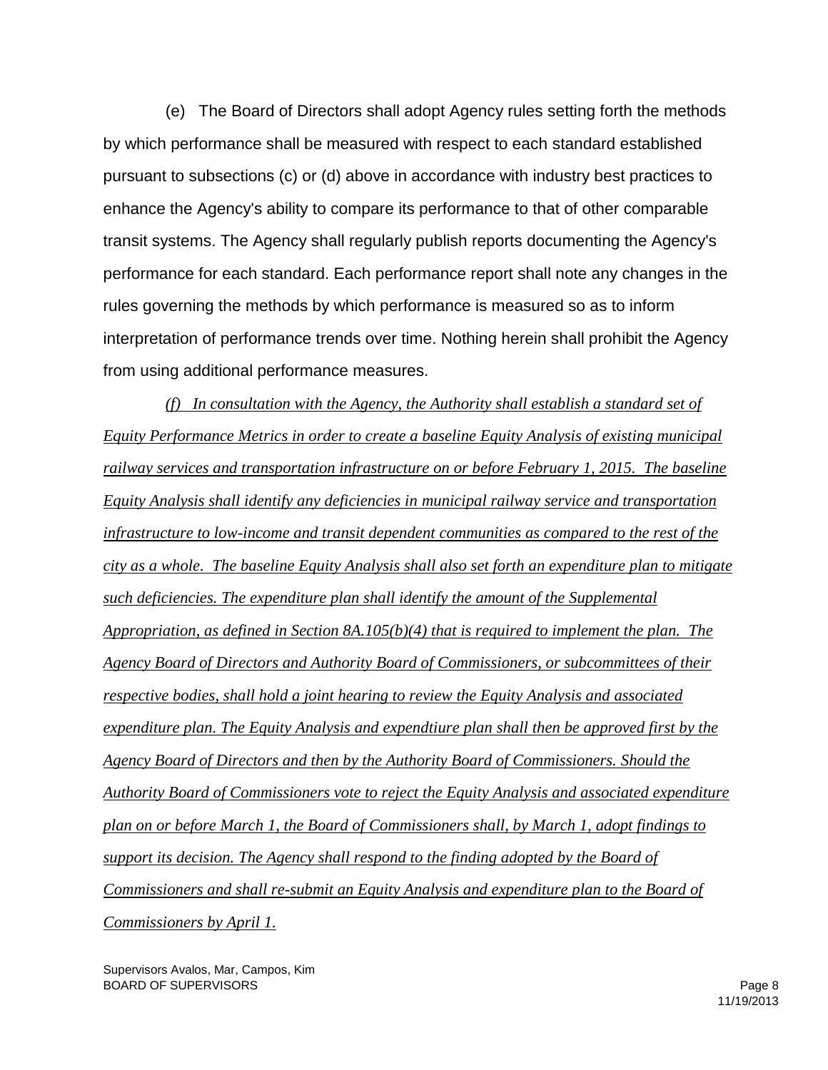(e) The Board of Directors shall adopt Agency rules setting forth the methods by which performance shall be measured with respect to each standard established pursuant to subsections (c) or (d) above in accordance with industry best practices to enhance the Agency's ability to compare its performance to that of other comparable transit systems. The Agency shall regularly publish reports documenting the Agency's performance for each standard. Each performance report shall note any changes in the rules governing the methods by which performance is measured so as to inform interpretation of performance trends over time. Nothing herein shall prohibit the Agency from using additional performance measures.

*(f) In consultation with the Agency, the Authority shall establish a standard set of Equity Performance Metrics in order to create a baseline Equity Analysis of existing municipal railway services and transportation infrastructure on or before February 1, 2015. The baseline Equity Analysis shall identify any deficiencies in municipal railway service and transportation infrastructure to low-income and transit dependent communities as compared to the rest of the city as a whole. The baseline Equity Analysis shall also set forth an expenditure plan to mitigate such deficiencies. The expenditure plan shall identify the amount of the Supplemental Appropriation, as defined in Section 8A.105(b)(4) that is required to implement the plan. The Agency Board of Directors and Authority Board of Commissioners, or subcommittees of their respective bodies, shall hold a joint hearing to review the Equity Analysis and associated expenditure plan. The Equity Analysis and expendtiure plan shall then be approved first by the Agency Board of Directors and then by the Authority Board of Commissioners. Should the Authority Board of Commissioners vote to reject the Equity Analysis and associated expenditure plan on or before March 1, the Board of Commissioners shall, by March 1, adopt findings to support its decision. The Agency shall respond to the finding adopted by the Board of Commissioners and shall re-submit an Equity Analysis and expenditure plan to the Board of Commissioners by April 1.*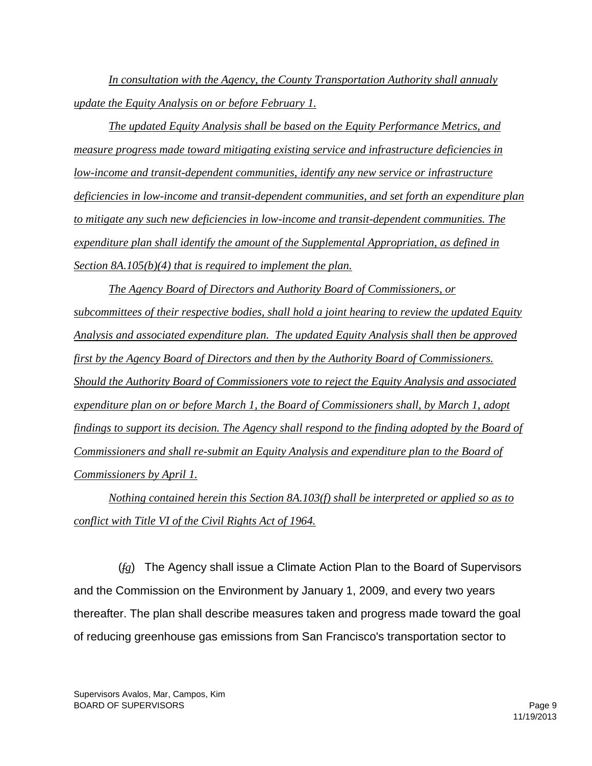*In consultation with the Agency, the County Transportation Authority shall annualy update the Equity Analysis on or before February 1.*

*The updated Equity Analysis shall be based on the Equity Performance Metrics, and measure progress made toward mitigating existing service and infrastructure deficiencies in low-income and transit-dependent communities, identify any new service or infrastructure deficiencies in low-income and transit-dependent communities, and set forth an expenditure plan to mitigate any such new deficiencies in low-income and transit-dependent communities. The expenditure plan shall identify the amount of the Supplemental Appropriation, as defined in Section 8A.105(b)(4) that is required to implement the plan.*

*The Agency Board of Directors and Authority Board of Commissioners, or subcommittees of their respective bodies, shall hold a joint hearing to review the updated Equity Analysis and associated expenditure plan. The updated Equity Analysis shall then be approved first by the Agency Board of Directors and then by the Authority Board of Commissioners. Should the Authority Board of Commissioners vote to reject the Equity Analysis and associated expenditure plan on or before March 1, the Board of Commissioners shall, by March 1, adopt findings to support its decision. The Agency shall respond to the finding adopted by the Board of Commissioners and shall re-submit an Equity Analysis and expenditure plan to the Board of Commissioners by April 1.*

*Nothing contained herein this Section 8A.103(f) shall be interpreted or applied so as to conflict with Title VI of the Civil Rights Act of 1964.*

(~~f~~g) The Agency shall issue a Climate Action Plan to the Board of Supervisors and the Commission on the Environment by January 1, 2009, and every two years thereafter. The plan shall describe measures taken and progress made toward the goal of reducing greenhouse gas emissions from San Francisco's transportation sector to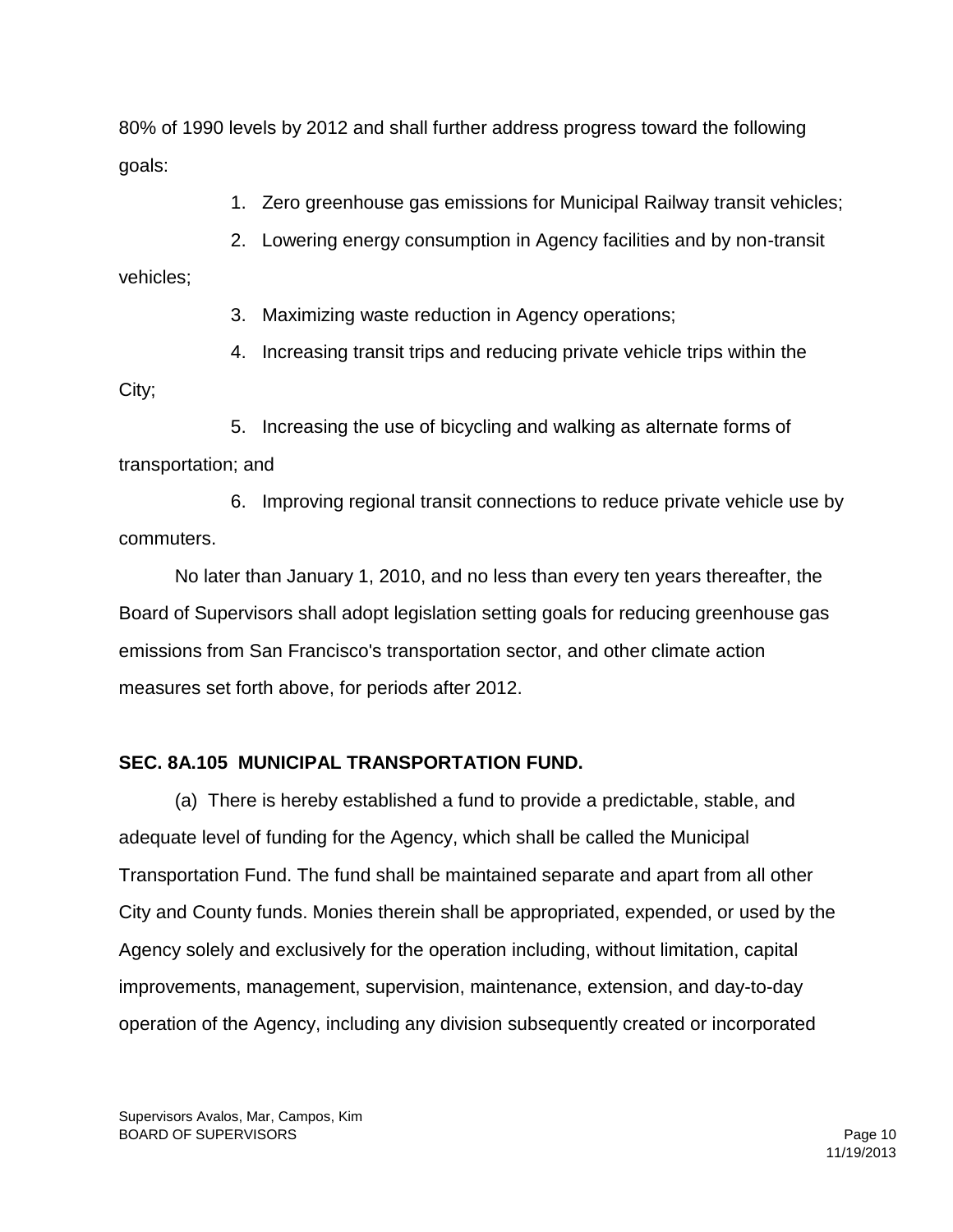80% of 1990 levels by 2012 and shall further address progress toward the following goals:

1. Zero greenhouse gas emissions for Municipal Railway transit vehicles;
2. Lowering energy consumption in Agency facilities and by non-transit vehicles;
3. Maximizing waste reduction in Agency operations;
4. Increasing transit trips and reducing private vehicle trips within the City;
5. Increasing the use of bicycling and walking as alternate forms of transportation; and
6. Improving regional transit connections to reduce private vehicle use by commuters.

No later than January 1, 2010, and no less than every ten years thereafter, the Board of Supervisors shall adopt legislation setting goals for reducing greenhouse gas emissions from San Francisco's transportation sector, and other climate action measures set forth above, for periods after 2012.

**SEC. 8A.105 MUNICIPAL TRANSPORTATION FUND.**

(a) There is hereby established a fund to provide a predictable, stable, and adequate level of funding for the Agency, which shall be called the Municipal Transportation Fund. The fund shall be maintained separate and apart from all other City and County funds. Monies therein shall be appropriated, expended, or used by the Agency solely and exclusively for the operation including, without limitation, capital improvements, management, supervision, maintenance, extension, and day-to-day operation of the Agency, including any division subsequently created or incorporated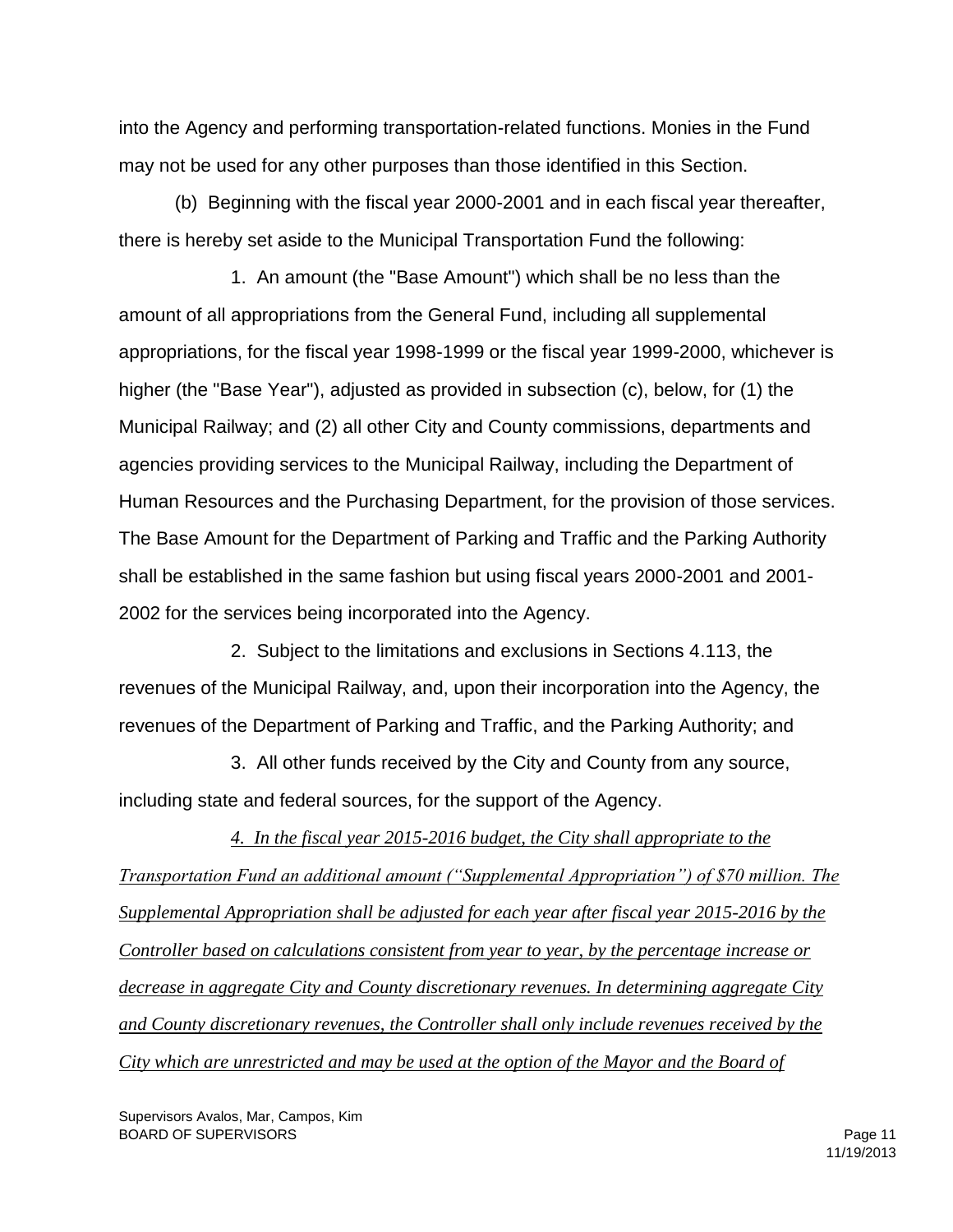into the Agency and performing transportation-related functions. Monies in the Fund may not be used for any other purposes than those identified in this Section.

(b) Beginning with the fiscal year 2000-2001 and in each fiscal year thereafter, there is hereby set aside to the Municipal Transportation Fund the following:

1. An amount (the "Base Amount") which shall be no less than the amount of all appropriations from the General Fund, including all supplemental appropriations, for the fiscal year 1998-1999 or the fiscal year 1999-2000, whichever is higher (the "Base Year"), adjusted as provided in subsection (c), below, for (1) the Municipal Railway; and (2) all other City and County commissions, departments and agencies providing services to the Municipal Railway, including the Department of Human Resources and the Purchasing Department, for the provision of those services. The Base Amount for the Department of Parking and Traffic and the Parking Authority shall be established in the same fashion but using fiscal years 2000-2001 and 2001-2002 for the services being incorporated into the Agency.

2. Subject to the limitations and exclusions in Sections 4.113, the revenues of the Municipal Railway, and, upon their incorporation into the Agency, the revenues of the Department of Parking and Traffic, and the Parking Authority; and

3. All other funds received by the City and County from any source, including state and federal sources, for the support of the Agency.

*4. In the fiscal year 2015-2016 budget, the City shall appropriate to the Transportation Fund an additional amount ("Supplemental Appropriation") of $70 million. The Supplemental Appropriation shall be adjusted for each year after fiscal year 2015-2016 by the Controller based on calculations consistent from year to year, by the percentage increase or decrease in aggregate City and County discretionary revenues. In determining aggregate City and County discretionary revenues, the Controller shall only include revenues received by the City which are unrestricted and may be used at the option of the Mayor and the Board of*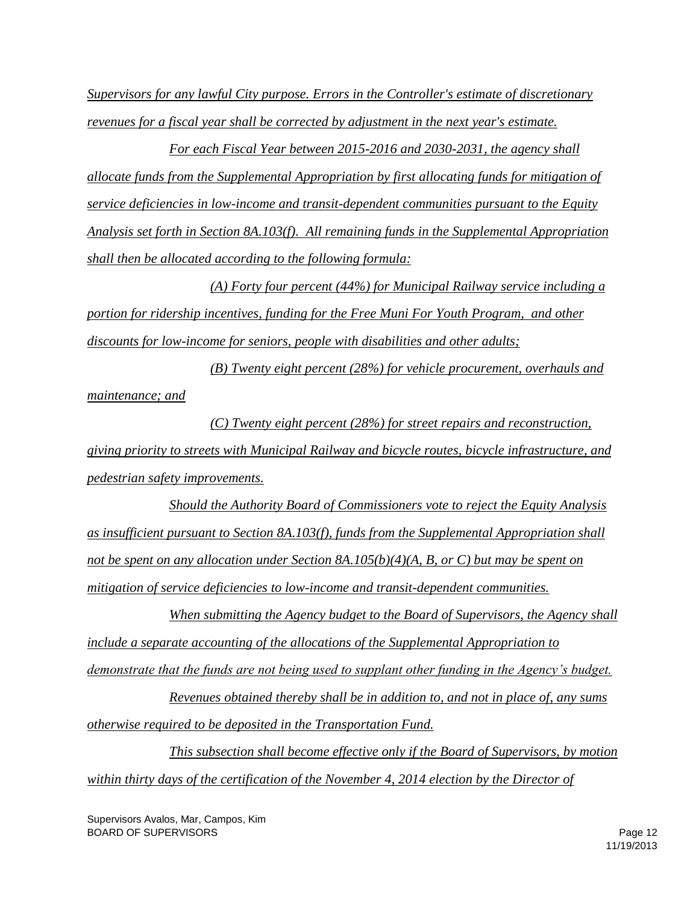*Supervisors for any lawful City purpose. Errors in the Controller's estimate of discretionary revenues for a fiscal year shall be corrected by adjustment in the next year's estimate.*

*For each Fiscal Year between 2015-2016 and 2030-2031, the agency shall allocate funds from the Supplemental Appropriation by first allocating funds for mitigation of service deficiencies in low-income and transit-dependent communities pursuant to the Equity Analysis set forth in Section 8A.103(f). All remaining funds in the Supplemental Appropriation shall then be allocated according to the following formula:*

*(A) Forty four percent (44%) for Municipal Railway service including a portion for ridership incentives, funding for the Free Muni For Youth Program, and other discounts for low-income for seniors, people with disabilities and other adults;*

*(B) Twenty eight percent (28%) for vehicle procurement, overhauls and maintenance; and*

*(C) Twenty eight percent (28%) for street repairs and reconstruction, giving priority to streets with Municipal Railway and bicycle routes, bicycle infrastructure, and pedestrian safety improvements.*

*Should the Authority Board of Commissioners vote to reject the Equity Analysis as insufficient pursuant to Section 8A.103(f), funds from the Supplemental Appropriation shall not be spent on any allocation under Section 8A.105(b)(4)(A, B, or C) but may be spent on mitigation of service deficiencies to low-income and transit-dependent communities.*

*When submitting the Agency budget to the Board of Supervisors, the Agency shall include a separate accounting of the allocations of the Supplemental Appropriation to demonstrate that the funds are not being used to supplant other funding in the Agency's budget.*

*Revenues obtained thereby shall be in addition to, and not in place of, any sums otherwise required to be deposited in the Transportation Fund.*

*This subsection shall become effective only if the Board of Supervisors, by motion within thirty days of the certification of the November 4, 2014 election by the Director of*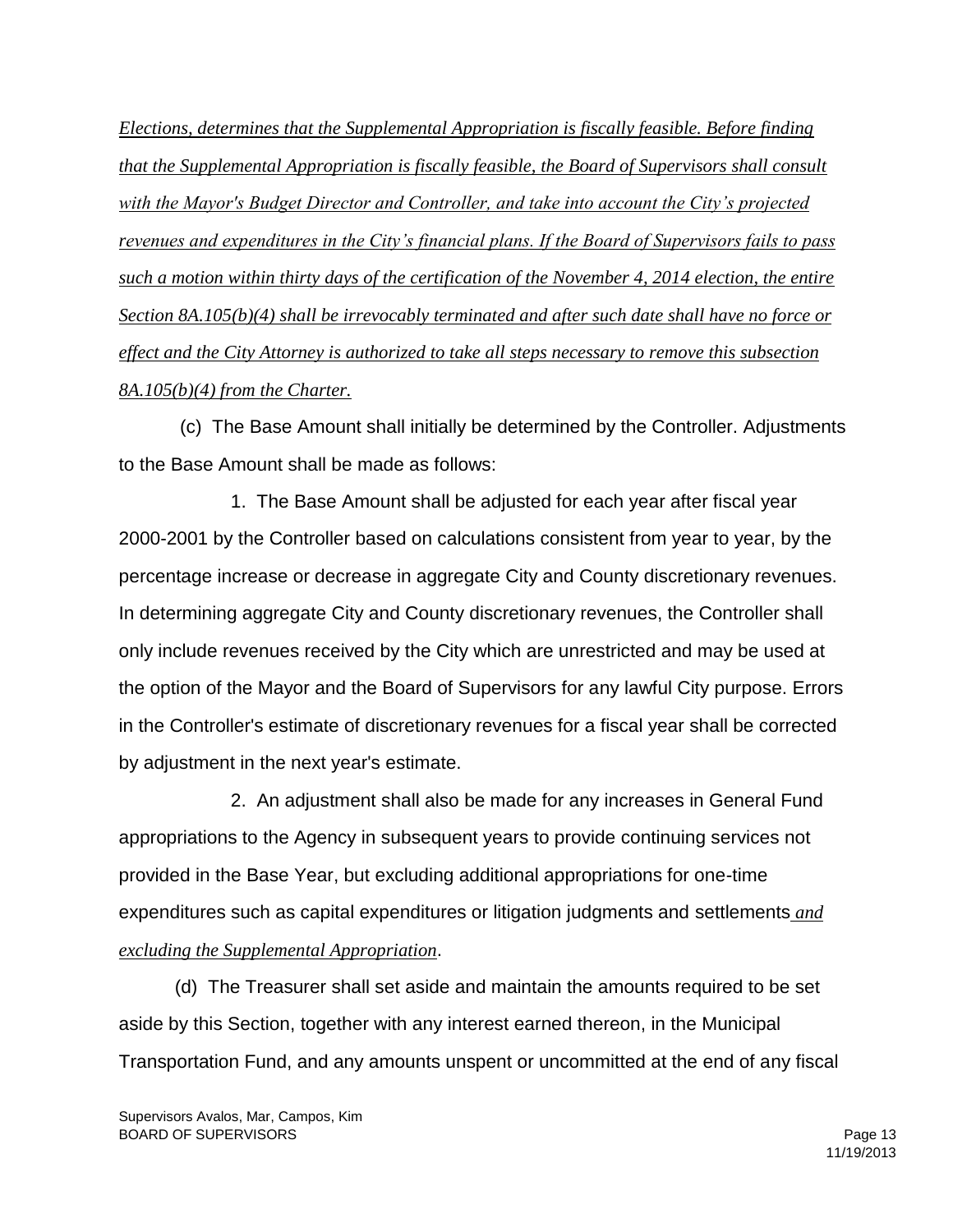*Elections, determines that the Supplemental Appropriation is fiscally feasible. Before finding that the Supplemental Appropriation is fiscally feasible, the Board of Supervisors shall consult with the Mayor's Budget Director and Controller, and take into account the City's projected revenues and expenditures in the City's financial plans. If the Board of Supervisors fails to pass such a motion within thirty days of the certification of the November 4, 2014 election, the entire Section 8A.105(b)(4) shall be irrevocably terminated and after such date shall have no force or effect and the City Attorney is authorized to take all steps necessary to remove this subsection 8A.105(b)(4) from the Charter.*

(c) The Base Amount shall initially be determined by the Controller. Adjustments to the Base Amount shall be made as follows:

1. The Base Amount shall be adjusted for each year after fiscal year 2000-2001 by the Controller based on calculations consistent from year to year, by the percentage increase or decrease in aggregate City and County discretionary revenues. In determining aggregate City and County discretionary revenues, the Controller shall only include revenues received by the City which are unrestricted and may be used at the option of the Mayor and the Board of Supervisors for any lawful City purpose. Errors in the Controller's estimate of discretionary revenues for a fiscal year shall be corrected by adjustment in the next year's estimate.

2. An adjustment shall also be made for any increases in General Fund appropriations to the Agency in subsequent years to provide continuing services not provided in the Base Year, but excluding additional appropriations for one-time expenditures such as capital expenditures or litigation judgments and settlements *and excluding the Supplemental Appropriation*.

(d) The Treasurer shall set aside and maintain the amounts required to be set aside by this Section, together with any interest earned thereon, in the Municipal Transportation Fund, and any amounts unspent or uncommitted at the end of any fiscal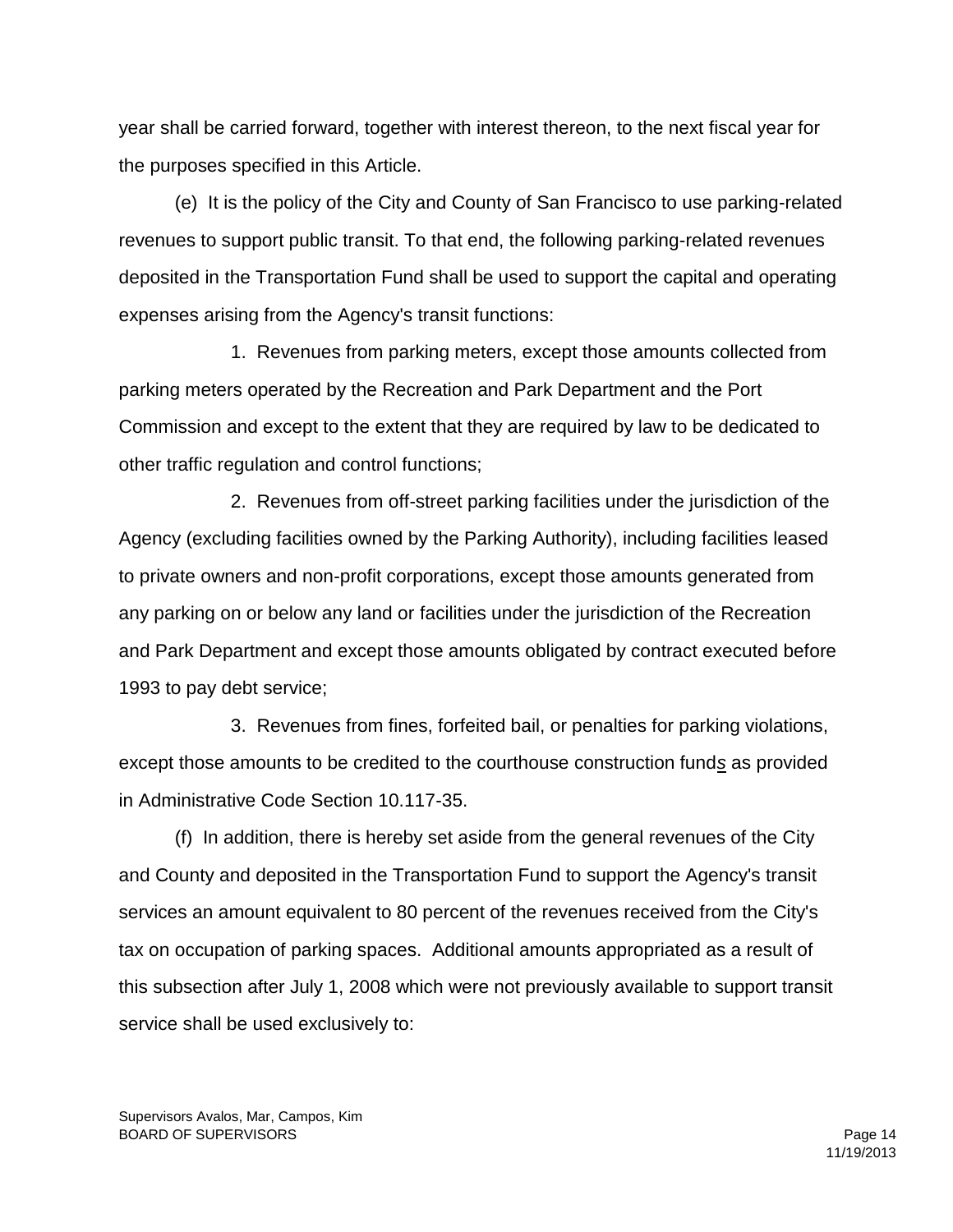year shall be carried forward, together with interest thereon, to the next fiscal year for the purposes specified in this Article.

(e) It is the policy of the City and County of San Francisco to use parking-related revenues to support public transit. To that end, the following parking-related revenues deposited in the Transportation Fund shall be used to support the capital and operating expenses arising from the Agency's transit functions:

1. Revenues from parking meters, except those amounts collected from parking meters operated by the Recreation and Park Department and the Port Commission and except to the extent that they are required by law to be dedicated to other traffic regulation and control functions;

2. Revenues from off-street parking facilities under the jurisdiction of the Agency (excluding facilities owned by the Parking Authority), including facilities leased to private owners and non-profit corporations, except those amounts generated from any parking on or below any land or facilities under the jurisdiction of the Recreation and Park Department and except those amounts obligated by contract executed before 1993 to pay debt service;

3. Revenues from fines, forfeited bail, or penalties for parking violations, except those amounts to be credited to the courthouse construction funds as provided in Administrative Code Section 10.117-35.

(f) In addition, there is hereby set aside from the general revenues of the City and County and deposited in the Transportation Fund to support the Agency's transit services an amount equivalent to 80 percent of the revenues received from the City's tax on occupation of parking spaces. Additional amounts appropriated as a result of this subsection after July 1, 2008 which were not previously available to support transit service shall be used exclusively to: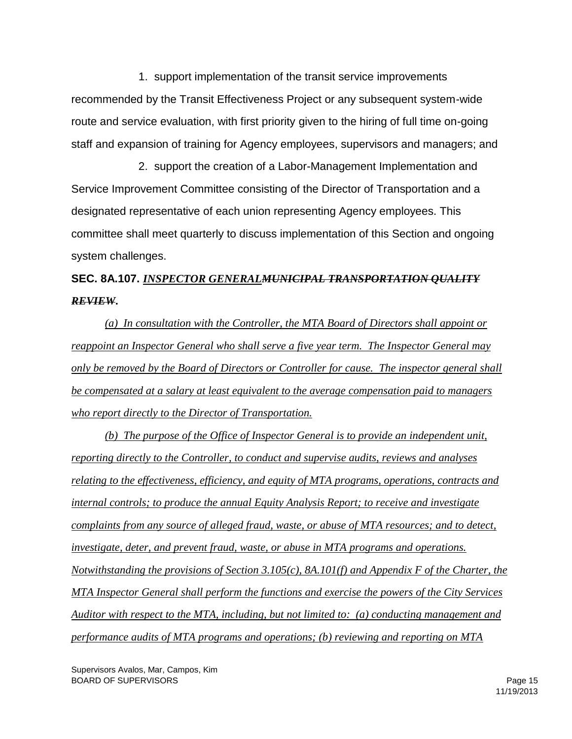1. support implementation of the transit service improvements recommended by the Transit Effectiveness Project or any subsequent system-wide route and service evaluation, with first priority given to the hiring of full time on-going staff and expansion of training for Agency employees, supervisors and managers; and

2. support the creation of a Labor-Management Implementation and Service Improvement Committee consisting of the Director of Transportation and a designated representative of each union representing Agency employees. This committee shall meet quarterly to discuss implementation of this Section and ongoing system challenges.

**SEC. 8A.107. *INSPECTOR GENERAL*~~*MUNICIPAL TRANSPORTATION QUALITY REVIEW*~~.**

*(a) In consultation with the Controller, the MTA Board of Directors shall appoint or reappoint an Inspector General who shall serve a five year term. The Inspector General may only be removed by the Board of Directors or Controller for cause. The inspector general shall be compensated at a salary at least equivalent to the average compensation paid to managers who report directly to the Director of Transportation.*

*(b) The purpose of the Office of Inspector General is to provide an independent unit, reporting directly to the Controller, to conduct and supervise audits, reviews and analyses relating to the effectiveness, efficiency, and equity of MTA programs, operations, contracts and internal controls; to produce the annual Equity Analysis Report; to receive and investigate complaints from any source of alleged fraud, waste, or abuse of MTA resources; and to detect, investigate, deter, and prevent fraud, waste, or abuse in MTA programs and operations. Notwithstanding the provisions of Section 3.105(c), 8A.101(f) and Appendix F of the Charter, the MTA Inspector General shall perform the functions and exercise the powers of the City Services Auditor with respect to the MTA, including, but not limited to: (a) conducting management and performance audits of MTA programs and operations; (b) reviewing and reporting on MTA*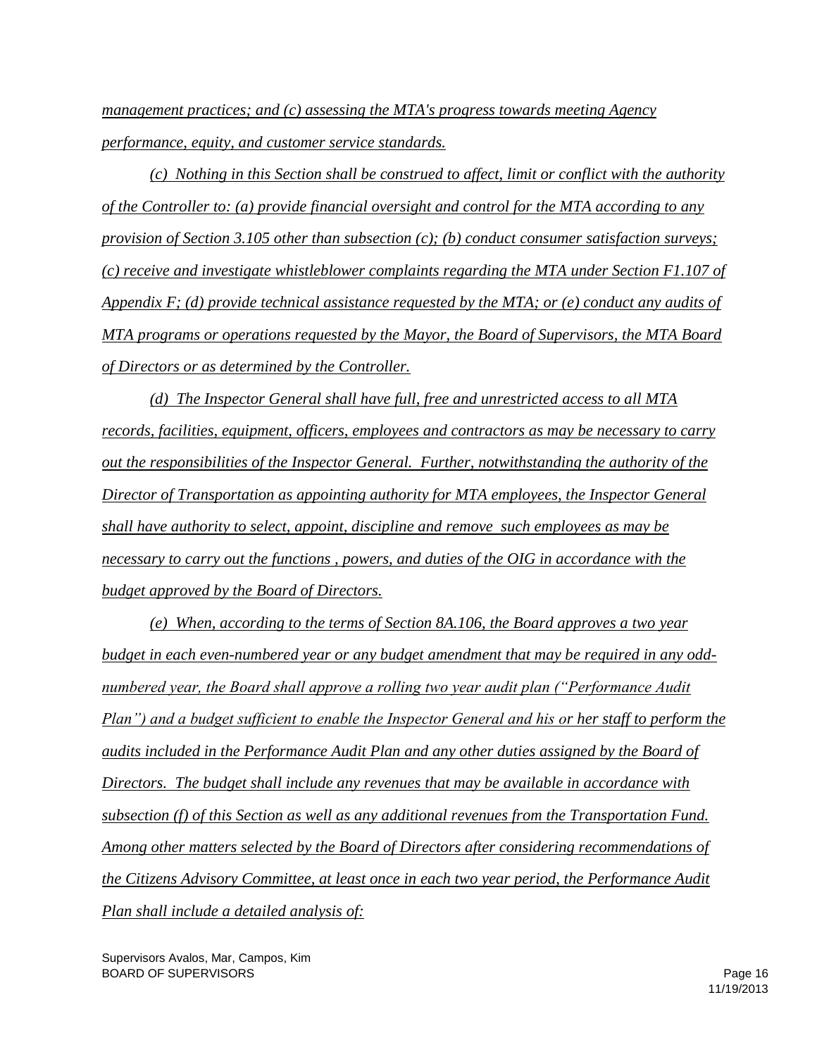*management practices; and (c) assessing the MTA's progress towards meeting Agency performance, equity, and customer service standards.*

*(c) Nothing in this Section shall be construed to affect, limit or conflict with the authority of the Controller to: (a) provide financial oversight and control for the MTA according to any provision of Section 3.105 other than subsection (c); (b) conduct consumer satisfaction surveys; (c) receive and investigate whistleblower complaints regarding the MTA under Section F1.107 of Appendix F; (d) provide technical assistance requested by the MTA; or (e) conduct any audits of MTA programs or operations requested by the Mayor, the Board of Supervisors, the MTA Board of Directors or as determined by the Controller.*

*(d) The Inspector General shall have full, free and unrestricted access to all MTA records, facilities, equipment, officers, employees and contractors as may be necessary to carry out the responsibilities of the Inspector General. Further, notwithstanding the authority of the Director of Transportation as appointing authority for MTA employees, the Inspector General shall have authority to select, appoint, discipline and remove such employees as may be necessary to carry out the functions , powers, and duties of the OIG in accordance with the budget approved by the Board of Directors.*

*(e) When, according to the terms of Section 8A.106, the Board approves a two year budget in each even-numbered year or any budget amendment that may be required in any odd-numbered year, the Board shall approve a rolling two year audit plan ("Performance Audit Plan") and a budget sufficient to enable the Inspector General and his or her staff to perform the audits included in the Performance Audit Plan and any other duties assigned by the Board of Directors. The budget shall include any revenues that may be available in accordance with subsection (f) of this Section as well as any additional revenues from the Transportation Fund. Among other matters selected by the Board of Directors after considering recommendations of the Citizens Advisory Committee, at least once in each two year period, the Performance Audit Plan shall include a detailed analysis of:*

Supervisors Avalos, Mar, Campos, Kim
BOARD OF SUPERVISORS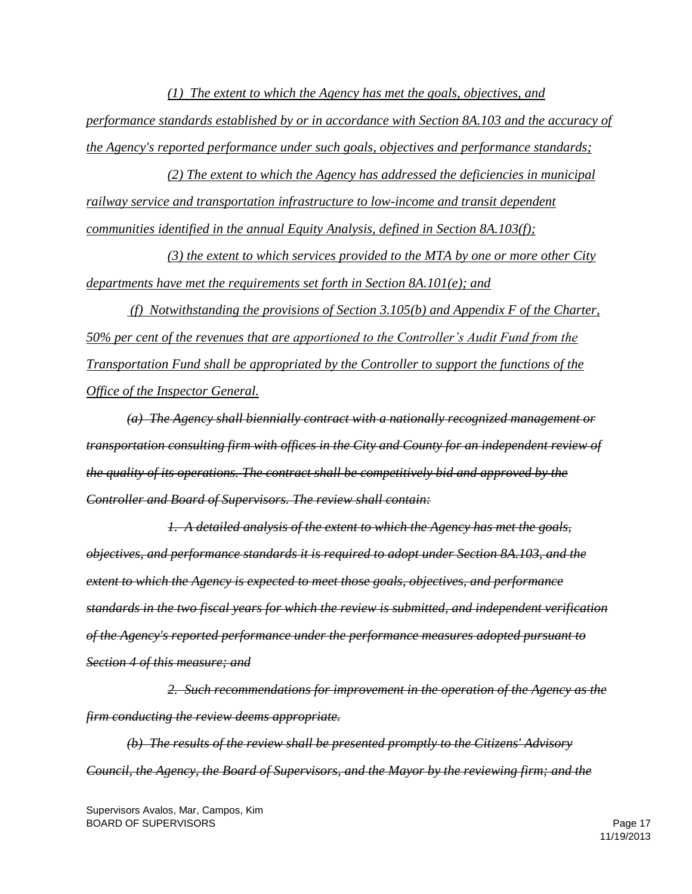*(1) The extent to which the Agency has met the goals, objectives, and performance standards established by or in accordance with Section 8A.103 and the accuracy of the Agency's reported performance under such goals, objectives and performance standards;*

*(2) The extent to which the Agency has addressed the deficiencies in municipal railway service and transportation infrastructure to low-income and transit dependent communities identified in the annual Equity Analysis, defined in Section 8A.103(f);*

*(3) the extent to which services provided to the MTA by one or more other City departments have met the requirements set forth in Section 8A.101(e); and*

*(f) Notwithstanding the provisions of Section 3.105(b) and Appendix F of the Charter, 50% per cent of the revenues that are apportioned to the Controller's Audit Fund from the Transportation Fund shall be appropriated by the Controller to support the functions of the Office of the Inspector General.*

~~*(a) The Agency shall biennially contract with a nationally recognized management or transportation consulting firm with offices in the City and County for an independent review of the quality of its operations. The contract shall be competitively bid and approved by the Controller and Board of Supervisors. The review shall contain:*~~

~~*1. A detailed analysis of the extent to which the Agency has met the goals, objectives, and performance standards it is required to adopt under Section 8A.103, and the extent to which the Agency is expected to meet those goals, objectives, and performance standards in the two fiscal years for which the review is submitted, and independent verification of the Agency's reported performance under the performance measures adopted pursuant to Section 4 of this measure; and*~~

~~*2. Such recommendations for improvement in the operation of the Agency as the firm conducting the review deems appropriate.*~~

~~*(b) The results of the review shall be presented promptly to the Citizens' Advisory Council, the Agency, the Board of Supervisors, and the Mayor by the reviewing firm; and the*~~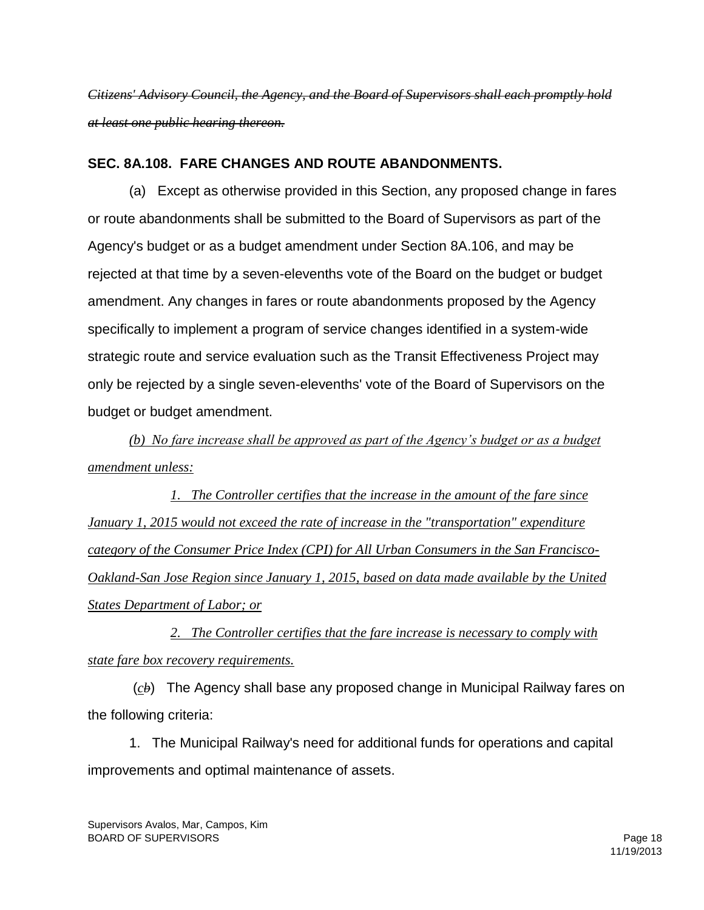~~*Citizens' Advisory Council, the Agency, and the Board of Supervisors shall each promptly hold at least one public hearing thereon.*~~

**SEC. 8A.108. FARE CHANGES AND ROUTE ABANDONMENTS.**

(a) Except as otherwise provided in this Section, any proposed change in fares or route abandonments shall be submitted to the Board of Supervisors as part of the Agency's budget or as a budget amendment under Section 8A.106, and may be rejected at that time by a seven-elevenths vote of the Board on the budget or budget amendment. Any changes in fares or route abandonments proposed by the Agency specifically to implement a program of service changes identified in a system-wide strategic route and service evaluation such as the Transit Effectiveness Project may only be rejected by a single seven-elevenths' vote of the Board of Supervisors on the budget or budget amendment.

<u>*(b) No fare increase shall be approved as part of the Agency's budget or as a budget amendment unless:*</u>

<u>*1. The Controller certifies that the increase in the amount of the fare since January 1, 2015 would not exceed the rate of increase in the "transportation" expenditure category of the Consumer Price Index (CPI) for All Urban Consumers in the San Francisco-Oakland-San Jose Region since January 1, 2015, based on data made available by the United States Department of Labor; or*</u>

<u>*2. The Controller certifies that the fare increase is necessary to comply with state fare box recovery requirements.*</u>

(<u>*c*</u>~~*b*~~) The Agency shall base any proposed change in Municipal Railway fares on the following criteria:

1. The Municipal Railway's need for additional funds for operations and capital improvements and optimal maintenance of assets.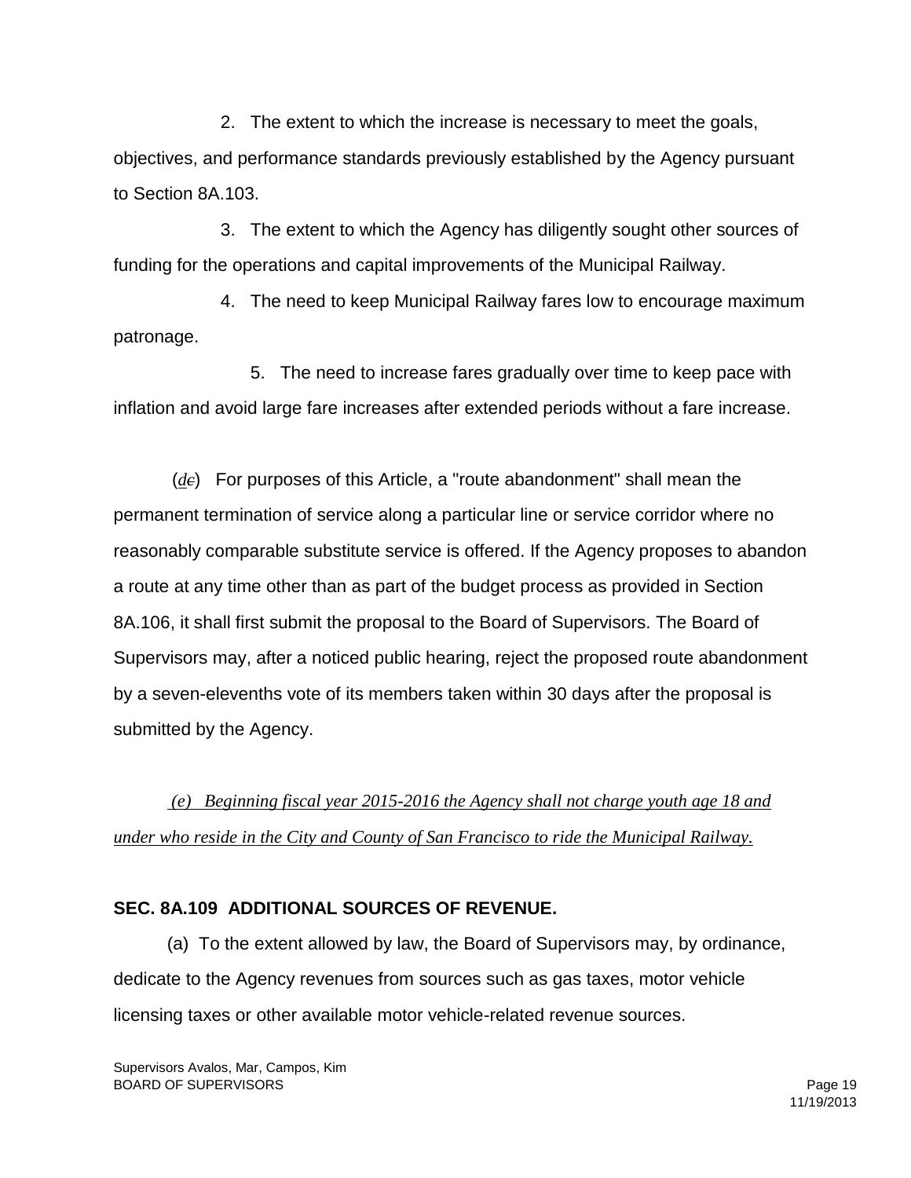2. The extent to which the increase is necessary to meet the goals, objectives, and performance standards previously established by the Agency pursuant to Section 8A.103.

3. The extent to which the Agency has diligently sought other sources of funding for the operations and capital improvements of the Municipal Railway.

4. The need to keep Municipal Railway fares low to encourage maximum patronage.

5. The need to increase fares gradually over time to keep pace with inflation and avoid large fare increases after extended periods without a fare increase.

(<u>*d*</u>~~*c*~~) For purposes of this Article, a "route abandonment" shall mean the permanent termination of service along a particular line or service corridor where no reasonably comparable substitute service is offered. If the Agency proposes to abandon a route at any time other than as part of the budget process as provided in Section 8A.106, it shall first submit the proposal to the Board of Supervisors. The Board of Supervisors may, after a noticed public hearing, reject the proposed route abandonment by a seven-elevenths vote of its members taken within 30 days after the proposal is submitted by the Agency.

<u>*(e) Beginning fiscal year 2015-2016 the Agency shall not charge youth age 18 and under who reside in the City and County of San Francisco to ride the Municipal Railway.*</u>

**SEC. 8A.109 ADDITIONAL SOURCES OF REVENUE.**

(a) To the extent allowed by law, the Board of Supervisors may, by ordinance, dedicate to the Agency revenues from sources such as gas taxes, motor vehicle licensing taxes or other available motor vehicle-related revenue sources.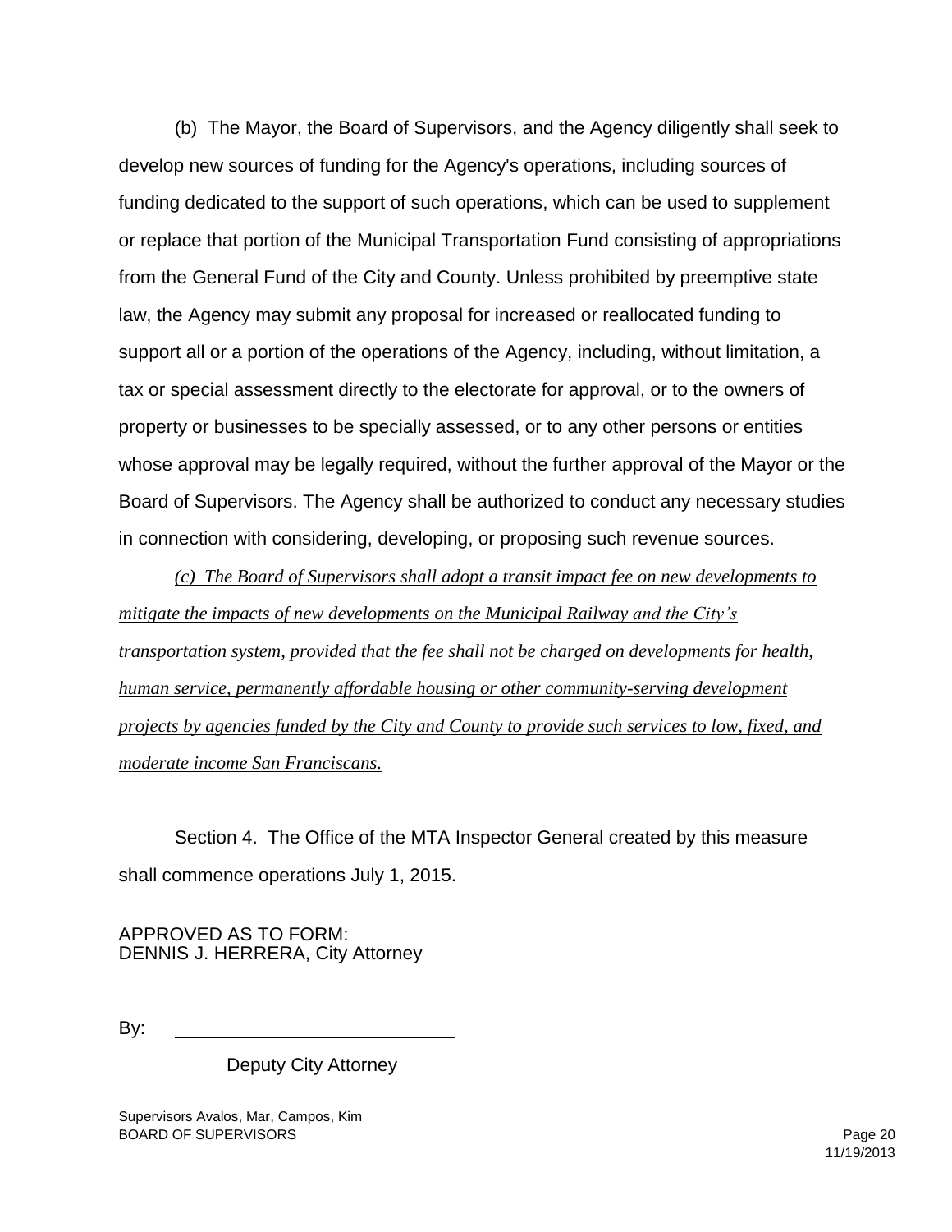(b) The Mayor, the Board of Supervisors, and the Agency diligently shall seek to develop new sources of funding for the Agency's operations, including sources of funding dedicated to the support of such operations, which can be used to supplement or replace that portion of the Municipal Transportation Fund consisting of appropriations from the General Fund of the City and County. Unless prohibited by preemptive state law, the Agency may submit any proposal for increased or reallocated funding to support all or a portion of the operations of the Agency, including, without limitation, a tax or special assessment directly to the electorate for approval, or to the owners of property or businesses to be specially assessed, or to any other persons or entities whose approval may be legally required, without the further approval of the Mayor or the Board of Supervisors. The Agency shall be authorized to conduct any necessary studies in connection with considering, developing, or proposing such revenue sources.

<u>*(c) The Board of Supervisors shall adopt a transit impact fee on new developments to mitigate the impacts of new developments on the Municipal Railway and the City's transportation system, provided that the fee shall not be charged on developments for health, human service, permanently affordable housing or other community-serving development projects by agencies funded by the City and County to provide such services to low, fixed, and moderate income San Franciscans.*</u>

Section 4. The Office of the MTA Inspector General created by this measure shall commence operations July 1, 2015.

APPROVED AS TO FORM:
DENNIS J. HERRERA, City Attorney

By: ____________________________

Deputy City Attorney